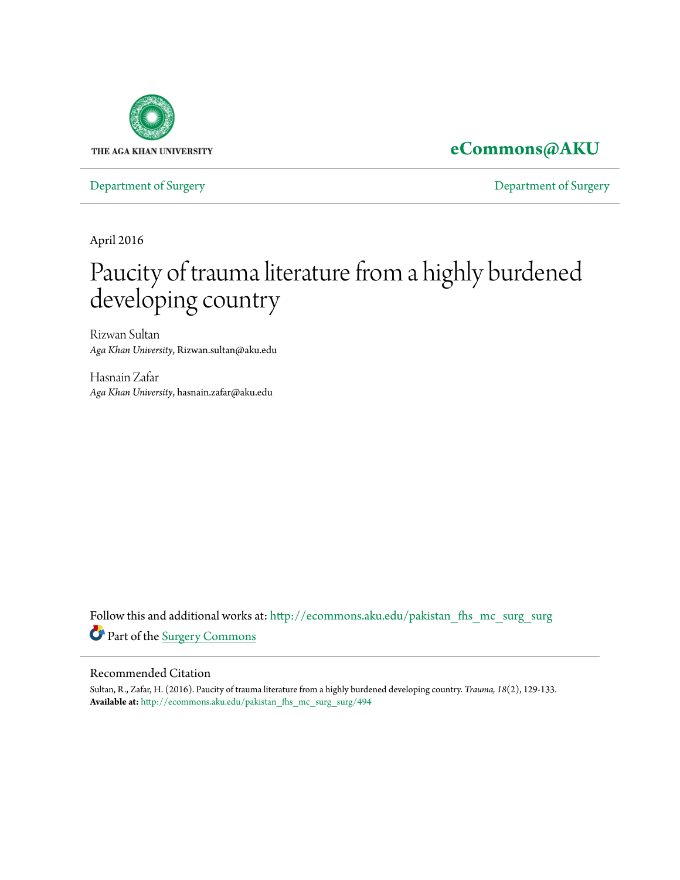THE AGA KHAN UNIVERSITY

**eCommons@AKU**

Department of Surgery | Department of Surgery

April 2016

# Paucity of trauma literature from a highly burdened developing country

Rizwan Sultan
*Aga Khan University*, Rizwan.sultan@aku.edu

Hasnain Zafar
*Aga Khan University*, hasnain.zafar@aku.edu

Follow this and additional works at: http://ecommons.aku.edu/pakistan_fhs_mc_surg_surg

Part of the Surgery Commons

## Recommended Citation

Sultan, R., Zafar, H. (2016). Paucity of trauma literature from a highly burdened developing country. *Trauma, 18*(2), 129-133.
**Available at:** http://ecommons.aku.edu/pakistan_fhs_mc_surg_surg/494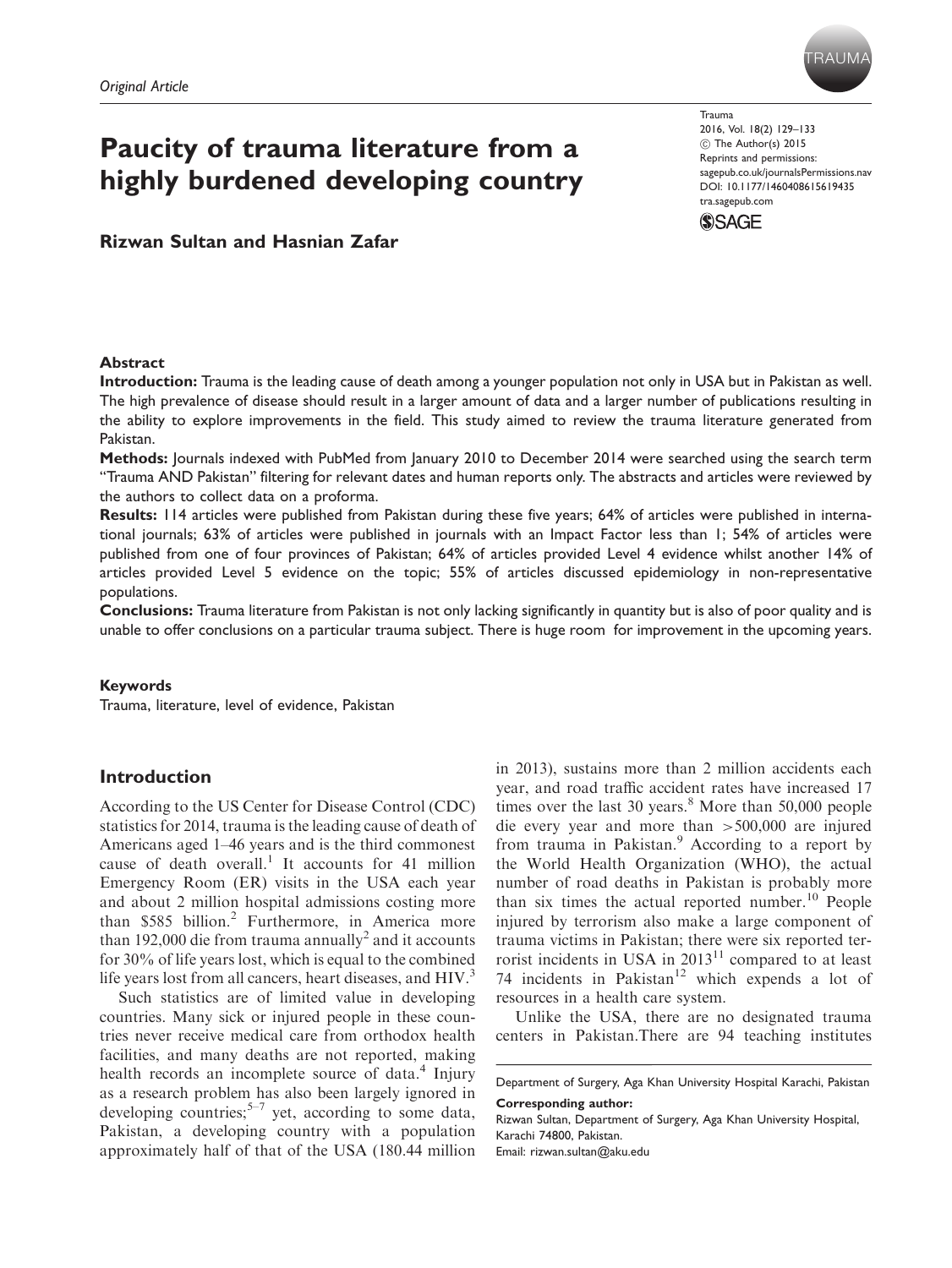*Original Article*

# Paucity of trauma literature from a highly burdened developing country

**Rizwan Sultan and Hasnian Zafar**

### Abstract

**Introduction:** Trauma is the leading cause of death among a younger population not only in USA but in Pakistan as well. The high prevalence of disease should result in a larger amount of data and a larger number of publications resulting in the ability to explore improvements in the field. This study aimed to review the trauma literature generated from Pakistan.

**Methods:** Journals indexed with PubMed from January 2010 to December 2014 were searched using the search term "Trauma AND Pakistan" filtering for relevant dates and human reports only. The abstracts and articles were reviewed by the authors to collect data on a proforma.

**Results:** 114 articles were published from Pakistan during these five years; 64% of articles were published in international journals; 63% of articles were published in journals with an Impact Factor less than 1; 54% of articles were published from one of four provinces of Pakistan; 64% of articles provided Level 4 evidence whilst another 14% of articles provided Level 5 evidence on the topic; 55% of articles discussed epidemiology in non-representative populations.

**Conclusions:** Trauma literature from Pakistan is not only lacking significantly in quantity but is also of poor quality and is unable to offer conclusions on a particular trauma subject. There is huge room for improvement in the upcoming years.

### Keywords

Trauma, literature, level of evidence, Pakistan

## Introduction

According to the US Center for Disease Control (CDC) statistics for 2014, trauma is the leading cause of death of Americans aged 1–46 years and is the third commonest cause of death overall.[1] It accounts for 41 million Emergency Room (ER) visits in the USA each year and about 2 million hospital admissions costing more than $585 billion.[2] Furthermore, in America more than 192,000 die from trauma annually[2] and it accounts for 30% of life years lost, which is equal to the combined life years lost from all cancers, heart diseases, and HIV.[3]

Such statistics are of limited value in developing countries. Many sick or injured people in these countries never receive medical care from orthodox health facilities, and many deaths are not reported, making health records an incomplete source of data.[4] Injury as a research problem has also been largely ignored in developing countries;[5–7] yet, according to some data, Pakistan, a developing country with a population approximately half of that of the USA (180.44 million in 2013), sustains more than 2 million accidents each year, and road traffic accident rates have increased 17 times over the last 30 years.[8] More than 50,000 people die every year and more than >500,000 are injured from trauma in Pakistan.[9] According to a report by the World Health Organization (WHO), the actual number of road deaths in Pakistan is probably more than six times the actual reported number.[10] People injured by terrorism also make a large component of trauma victims in Pakistan; there were six reported terrorist incidents in USA in 2013[11] compared to at least 74 incidents in Pakistan[12] which expends a lot of resources in a health care system.

Unlike the USA, there are no designated trauma centers in Pakistan.There are 94 teaching institutes

Department of Surgery, Aga Khan University Hospital Karachi, Pakistan

**Corresponding author:**
Rizwan Sultan, Department of Surgery, Aga Khan University Hospital, Karachi 74800, Pakistan.
Email: rizwan.sultan@aku.edu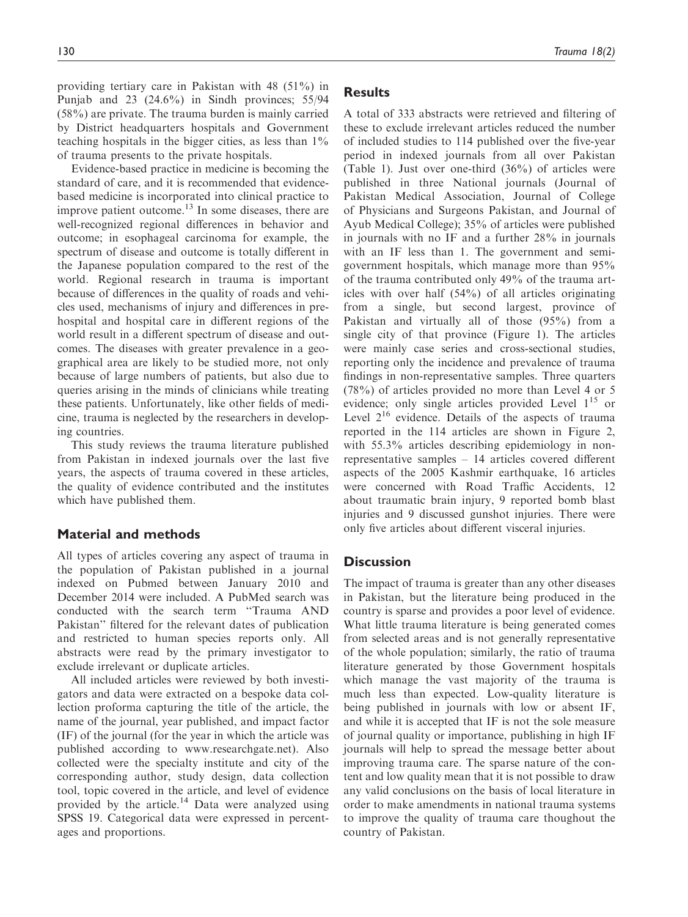providing tertiary care in Pakistan with 48 (51%) in Punjab and 23 (24.6%) in Sindh provinces; 55/94 (58%) are private. The trauma burden is mainly carried by District headquarters hospitals and Government teaching hospitals in the bigger cities, as less than 1% of trauma presents to the private hospitals.

Evidence-based practice in medicine is becoming the standard of care, and it is recommended that evidence-based medicine is incorporated into clinical practice to improve patient outcome.[13] In some diseases, there are well-recognized regional differences in behavior and outcome; in esophageal carcinoma for example, the spectrum of disease and outcome is totally different in the Japanese population compared to the rest of the world. Regional research in trauma is important because of differences in the quality of roads and vehicles used, mechanisms of injury and differences in pre-hospital and hospital care in different regions of the world result in a different spectrum of disease and outcomes. The diseases with greater prevalence in a geographical area are likely to be studied more, not only because of large numbers of patients, but also due to queries arising in the minds of clinicians while treating these patients. Unfortunately, like other fields of medicine, trauma is neglected by the researchers in developing countries.

This study reviews the trauma literature published from Pakistan in indexed journals over the last five years, the aspects of trauma covered in these articles, the quality of evidence contributed and the institutes which have published them.

## Material and methods

All types of articles covering any aspect of trauma in the population of Pakistan published in a journal indexed on Pubmed between January 2010 and December 2014 were included. A PubMed search was conducted with the search term "Trauma AND Pakistan" filtered for the relevant dates of publication and restricted to human species reports only. All abstracts were read by the primary investigator to exclude irrelevant or duplicate articles.

All included articles were reviewed by both investigators and data were extracted on a bespoke data collection proforma capturing the title of the article, the name of the journal, year published, and impact factor (IF) of the journal (for the year in which the article was published according to www.researchgate.net). Also collected were the specialty institute and city of the corresponding author, study design, data collection tool, topic covered in the article, and level of evidence provided by the article.[14] Data were analyzed using SPSS 19. Categorical data were expressed in percentages and proportions.

## Results

A total of 333 abstracts were retrieved and filtering of these to exclude irrelevant articles reduced the number of included studies to 114 published over the five-year period in indexed journals from all over Pakistan (Table 1). Just over one-third (36%) of articles were published in three National journals (Journal of Pakistan Medical Association, Journal of College of Physicians and Surgeons Pakistan, and Journal of Ayub Medical College); 35% of articles were published in journals with no IF and a further 28% in journals with an IF less than 1. The government and semi-government hospitals, which manage more than 95% of the trauma contributed only 49% of the trauma articles with over half (54%) of all articles originating from a single, but second largest, province of Pakistan and virtually all of those (95%) from a single city of that province (Figure 1). The articles were mainly case series and cross-sectional studies, reporting only the incidence and prevalence of trauma findings in non-representative samples. Three quarters (78%) of articles provided no more than Level 4 or 5 evidence; only single articles provided Level 1[15] or Level 2[16] evidence. Details of the aspects of trauma reported in the 114 articles are shown in Figure 2, with 55.3% articles describing epidemiology in non-representative samples – 14 articles covered different aspects of the 2005 Kashmir earthquake, 16 articles were concerned with Road Traffic Accidents, 12 about traumatic brain injury, 9 reported bomb blast injuries and 9 discussed gunshot injuries. There were only five articles about different visceral injuries.

## Discussion

The impact of trauma is greater than any other diseases in Pakistan, but the literature being produced in the country is sparse and provides a poor level of evidence. What little trauma literature is being generated comes from selected areas and is not generally representative of the whole population; similarly, the ratio of trauma literature generated by those Government hospitals which manage the vast majority of the trauma is much less than expected. Low-quality literature is being published in journals with low or absent IF, and while it is accepted that IF is not the sole measure of journal quality or importance, publishing in high IF journals will help to spread the message better about improving trauma care. The sparse nature of the content and low quality mean that it is not possible to draw any valid conclusions on the basis of local literature in order to make amendments in national trauma systems to improve the quality of trauma care thoughout the country of Pakistan.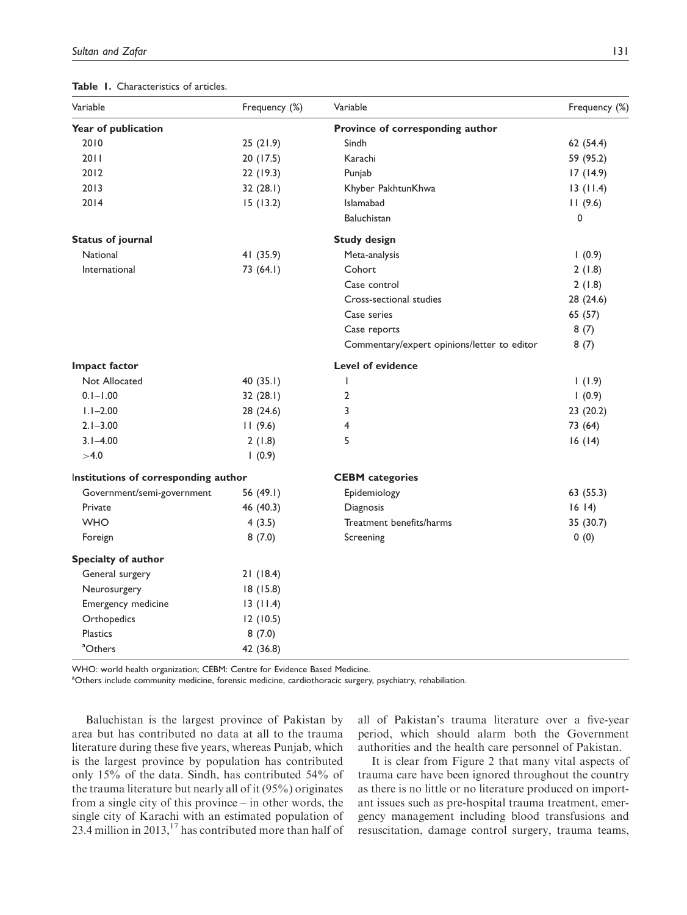**Table 1.** Characteristics of articles.

| Variable | Frequency (%) | Variable | Frequency (%) |
|---|---|---|---|
| **Year of publication** | | **Province of corresponding author** | |
| 2010 | 25 (21.9) | Sindh | 62 (54.4) |
| 2011 | 20 (17.5) | Karachi | 59 (95.2) |
| 2012 | 22 (19.3) | Punjab | 17 (14.9) |
| 2013 | 32 (28.1) | Khyber PakhtunKhwa | 13 (11.4) |
| 2014 | 15 (13.2) | Islamabad | 11 (9.6) |
| | | Baluchistan | 0 |
| **Status of journal** | | **Study design** | |
| National | 41 (35.9) | Meta-analysis | 1 (0.9) |
| International | 73 (64.1) | Cohort | 2 (1.8) |
| | | Case control | 2 (1.8) |
| | | Cross-sectional studies | 28 (24.6) |
| | | Case series | 65 (57) |
| | | Case reports | 8 (7) |
| | | Commentary/expert opinions/letter to editor | 8 (7) |
| **Impact factor** | | **Level of evidence** | |
| Not Allocated | 40 (35.1) | 1 | 1 (1.9) |
| 0.1–1.00 | 32 (28.1) | 2 | 1 (0.9) |
| 1.1–2.00 | 28 (24.6) | 3 | 23 (20.2) |
| 2.1–3.00 | 11 (9.6) | 4 | 73 (64) |
| 3.1–4.00 | 2 (1.8) | 5 | 16 (14) |
| >4.0 | 1 (0.9) | | |
| **Institutions of corresponding author** | | **CEBM categories** | |
| Government/semi-government | 56 (49.1) | Epidemiology | 63 (55.3) |
| Private | 46 (40.3) | Diagnosis | 16 14) |
| WHO | 4 (3.5) | Treatment benefits/harms | 35 (30.7) |
| Foreign | 8 (7.0) | Screening | 0 (0) |
| **Specialty of author** | | | |
| General surgery | 21 (18.4) | | |
| Neurosurgery | 18 (15.8) | | |
| Emergency medicine | 13 (11.4) | | |
| Orthopedics | 12 (10.5) | | |
| Plastics | 8 (7.0) | | |
| [a]Others | 42 (36.8) | | |

WHO: world health organization; CEBM: Centre for Evidence Based Medicine.
[a]Others include community medicine, forensic medicine, cardiothoracic surgery, psychiatry, rehabiliation.

Baluchistan is the largest province of Pakistan by area but has contributed no data at all to the trauma literature during these five years, whereas Punjab, which is the largest province by population has contributed only 15% of the data. Sindh, has contributed 54% of the trauma literature but nearly all of it (95%) originates from a single city of this province – in other words, the single city of Karachi with an estimated population of 23.4 million in 2013,[17] has contributed more than half of all of Pakistan's trauma literature over a five-year period, which should alarm both the Government authorities and the health care personnel of Pakistan.

It is clear from Figure 2 that many vital aspects of trauma care have been ignored throughout the country as there is no little or no literature produced on important issues such as pre-hospital trauma treatment, emergency management including blood transfusions and resuscitation, damage control surgery, trauma teams,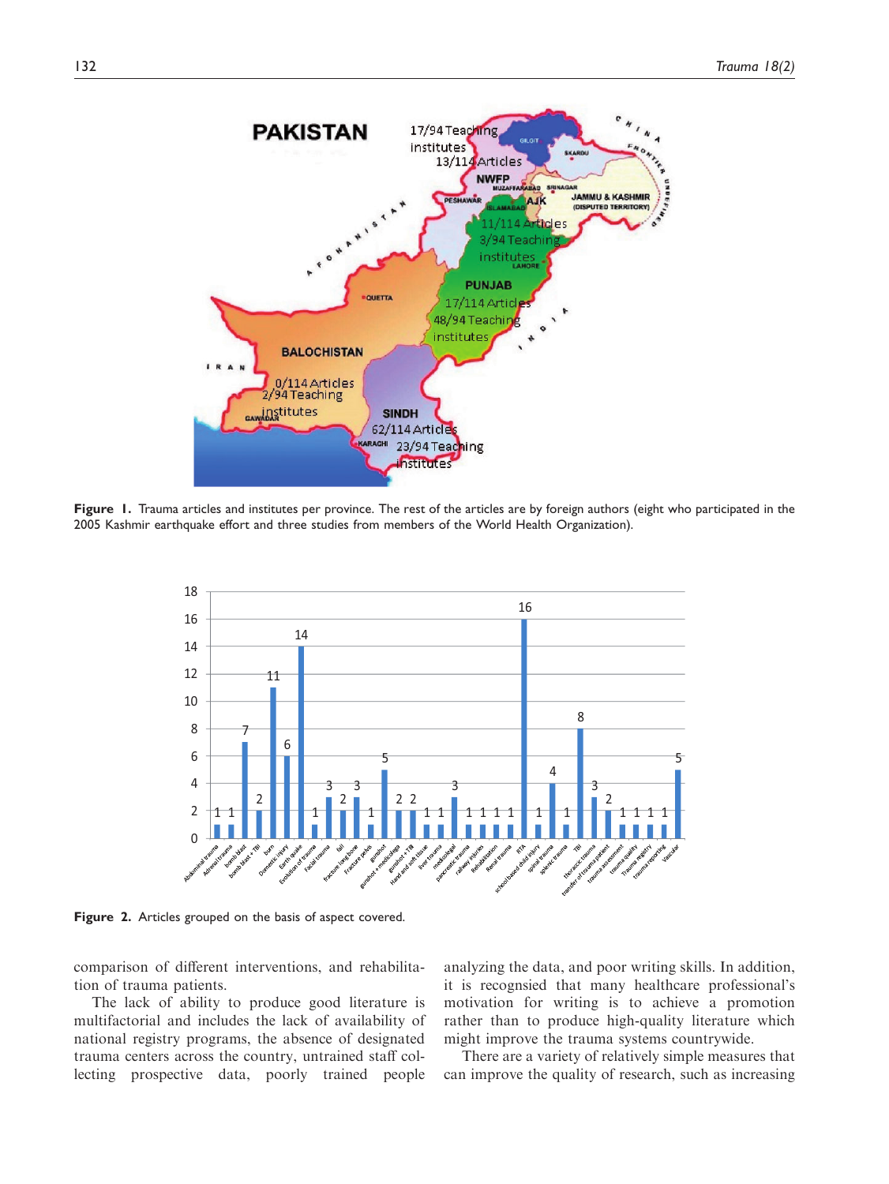**Figure 1.** Trauma articles and institutes per province. The rest of the articles are by foreign authors (eight who participated in the 2005 Kashmir earthquake effort and three studies from members of the World Health Organization).

**Figure 2.** Articles grouped on the basis of aspect covered.

comparison of different interventions, and rehabilitation of trauma patients.

The lack of ability to produce good literature is multifactorial and includes the lack of availability of national registry programs, the absence of designated trauma centers across the country, untrained staff collecting prospective data, poorly trained people analyzing the data, and poor writing skills. In addition, it is recognsied that many healthcare professional's motivation for writing is to achieve a promotion rather than to produce high-quality literature which might improve the trauma systems countrywide.

There are a variety of relatively simple measures that can improve the quality of research, such as increasing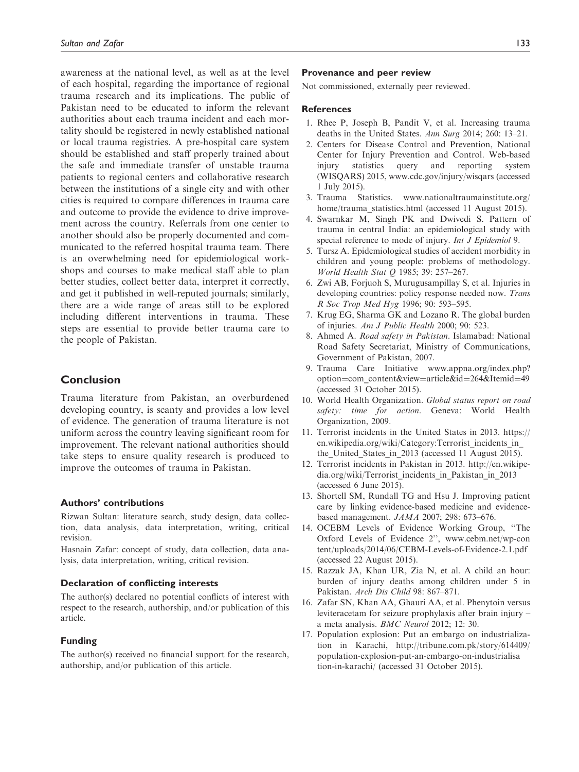awareness at the national level, as well as at the level of each hospital, regarding the importance of regional trauma research and its implications. The public of Pakistan need to be educated to inform the relevant authorities about each trauma incident and each mortality should be registered in newly established national or local trauma registries. A pre-hospital care system should be established and staff properly trained about the safe and immediate transfer of unstable trauma patients to regional centers and collaborative research between the institutions of a single city and with other cities is required to compare differences in trauma care and outcome to provide the evidence to drive improvement across the country. Referrals from one center to another should also be properly documented and communicated to the referred hospital trauma team. There is an overwhelming need for epidemiological workshops and courses to make medical staff able to plan better studies, collect better data, interpret it correctly, and get it published in well-reputed journals; similarly, there are a wide range of areas still to be explored including different interventions in trauma. These steps are essential to provide better trauma care to the people of Pakistan.

## Conclusion

Trauma literature from Pakistan, an overburdened developing country, is scanty and provides a low level of evidence. The generation of trauma literature is not uniform across the country leaving significant room for improvement. The relevant national authorities should take steps to ensure quality research is produced to improve the outcomes of trauma in Pakistan.

### Authors' contributions

Rizwan Sultan: literature search, study design, data collection, data analysis, data interpretation, writing, critical revision.

Hasnain Zafar: concept of study, data collection, data analysis, data interpretation, writing, critical revision.

### Declaration of conflicting interests

The author(s) declared no potential conflicts of interest with respect to the research, authorship, and/or publication of this article.

### Funding

The author(s) received no financial support for the research, authorship, and/or publication of this article.

### Provenance and peer review

Not commissioned, externally peer reviewed.

### References

1. Rhee P, Joseph B, Pandit V, et al. Increasing trauma deaths in the United States. *Ann Surg* 2014; 260: 13–21.
2. Centers for Disease Control and Prevention, National Center for Injury Prevention and Control. Web-based injury statistics query and reporting system (WISQARS) 2015, www.cdc.gov/injury/wisqars (accessed 1 July 2015).
3. Trauma Statistics. www.nationaltraumainstitute.org/home/trauma_statistics.html (accessed 11 August 2015).
4. Swarnkar M, Singh PK and Dwivedi S. Pattern of trauma in central India: an epidemiological study with special reference to mode of injury. *Int J Epidemiol* 9.
5. Tursz A. Epidemiological studies of accident morbidity in children and young people: problems of methodology. *World Health Stat Q* 1985; 39: 257–267.
6. Zwi AB, Forjuoh S, Murugusampillay S, et al. Injuries in developing countries: policy response needed now. *Trans R Soc Trop Med Hyg* 1996; 90: 593–595.
7. Krug EG, Sharma GK and Lozano R. The global burden of injuries. *Am J Public Health* 2000; 90: 523.
8. Ahmed A. *Road safety in Pakistan*. Islamabad: National Road Safety Secretariat, Ministry of Communications, Government of Pakistan, 2007.
9. Trauma Care Initiative www.appna.org/index.php?option=com_content&view=article&id=264&Itemid=49 (accessed 31 October 2015).
10. World Health Organization. *Global status report on road safety: time for action*. Geneva: World Health Organization, 2009.
11. Terrorist incidents in the United States in 2013. https://en.wikipedia.org/wiki/Category:Terrorist_incidents_in_the_United_States_in_2013 (accessed 11 August 2015).
12. Terrorist incidents in Pakistan in 2013. http://en.wikipedia.org/wiki/Terrorist_incidents_in_Pakistan_in_2013 (accessed 6 June 2015).
13. Shortell SM, Rundall TG and Hsu J. Improving patient care by linking evidence-based medicine and evidence-based management. *JAMA* 2007; 298: 673–676.
14. OCEBM Levels of Evidence Working Group, "The Oxford Levels of Evidence 2", www.cebm.net/wp-content/uploads/2014/06/CEBM-Levels-of-Evidence-2.1.pdf (accessed 22 August 2015).
15. Razzak JA, Khan UR, Zia N, et al. A child an hour: burden of injury deaths among children under 5 in Pakistan. *Arch Dis Child* 98: 867–871.
16. Zafar SN, Khan AA, Ghauri AA, et al. Phenytoin versus leviteracetam for seizure prophylaxis after brain injury – a meta analysis. *BMC Neurol* 2012; 12: 30.
17. Population explosion: Put an embargo on industrialization in Karachi, http://tribune.com.pk/story/614409/population-explosion-put-an-embargo-on-industrialisation-in-karachi/ (accessed 31 October 2015).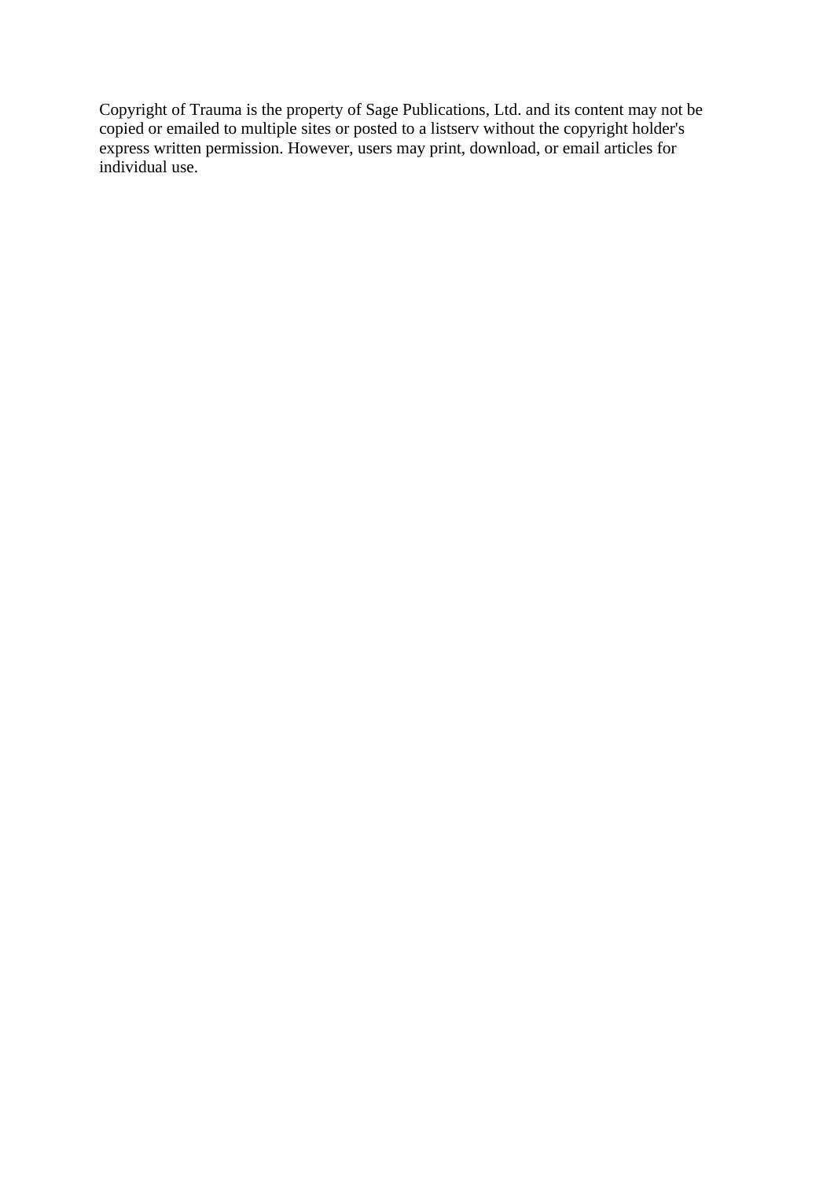Copyright of Trauma is the property of Sage Publications, Ltd. and its content may not be copied or emailed to multiple sites or posted to a listserv without the copyright holder's express written permission. However, users may print, download, or email articles for individual use.